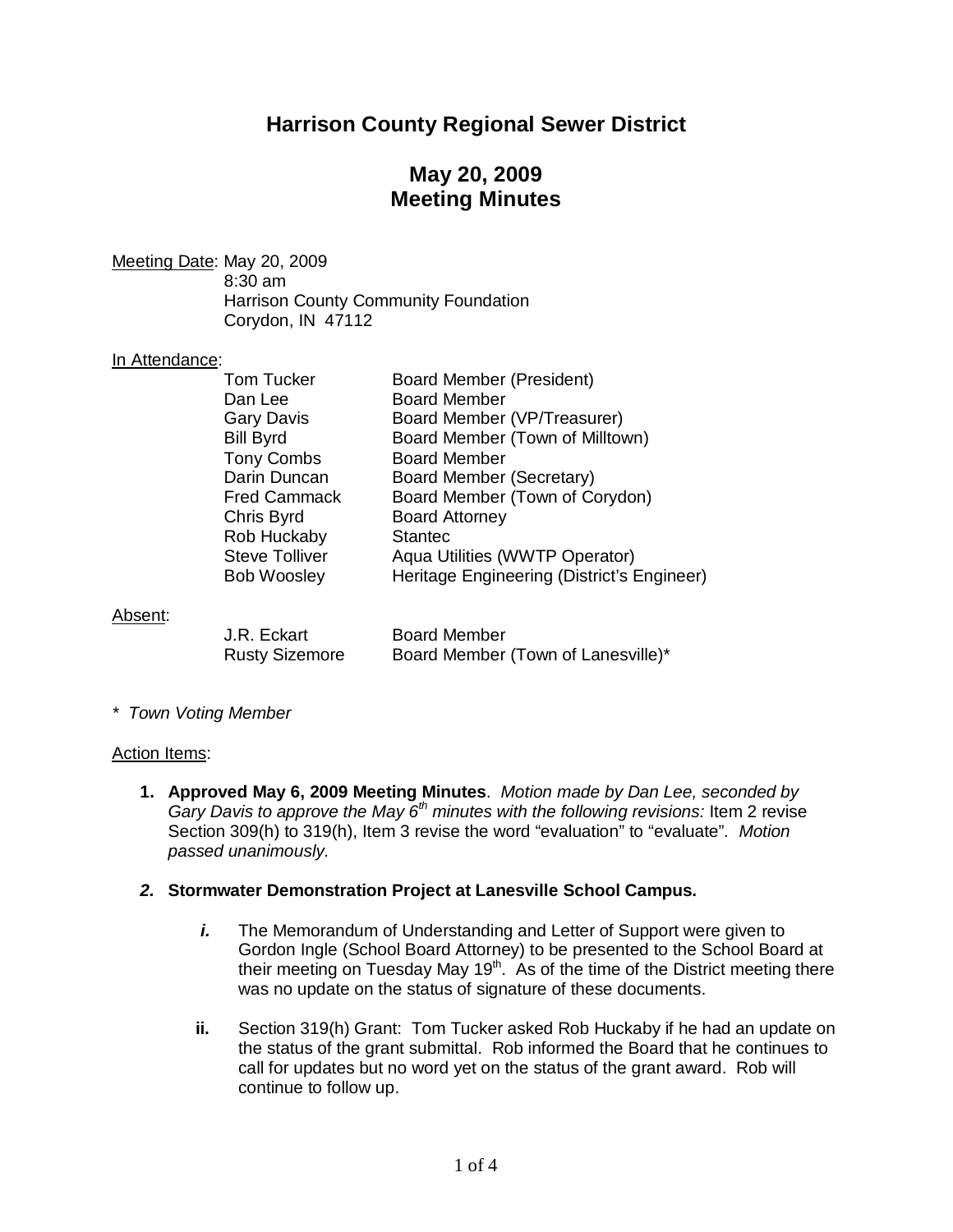# Harrison County Regional Sewer District

## May 20, 2009
## Meeting Minutes

Meeting Date: May 20, 2009
8:30 am
Harrison County Community Foundation
Corydon, IN 47112

In Attendance:

| | |
|---|---|
| Tom Tucker | Board Member (President) |
| Dan Lee | Board Member |
| Gary Davis | Board Member (VP/Treasurer) |
| Bill Byrd | Board Member (Town of Milltown) |
| Tony Combs | Board Member |
| Darin Duncan | Board Member (Secretary) |
| Fred Cammack | Board Member (Town of Corydon) |
| Chris Byrd | Board Attorney |
| Rob Huckaby | Stantec |
| Steve Tolliver | Aqua Utilities (WWTP Operator) |
| Bob Woosley | Heritage Engineering (District's Engineer) |

Absent:

| | |
|---|---|
| J.R. Eckart | Board Member |
| Rusty Sizemore | Board Member (Town of Lanesville)* |

*\* Town Voting Member*

Action Items:

1. **Approved May 6, 2009 Meeting Minutes**. *Motion made by Dan Lee, seconded by Gary Davis to approve the May 6th minutes with the following revisions:* Item 2 revise Section 309(h) to 319(h), Item 3 revise the word "evaluation" to "evaluate". *Motion passed unanimously.*

2. ***Stormwater Demonstration Project at Lanesville School Campus.***

   ***i.*** The Memorandum of Understanding and Letter of Support were given to Gordon Ingle (School Board Attorney) to be presented to the School Board at their meeting on Tuesday May 19th. As of the time of the District meeting there was no update on the status of signature of these documents.

   **ii.** Section 319(h) Grant: Tom Tucker asked Rob Huckaby if he had an update on the status of the grant submittal. Rob informed the Board that he continues to call for updates but no word yet on the status of the grant award. Rob will continue to follow up.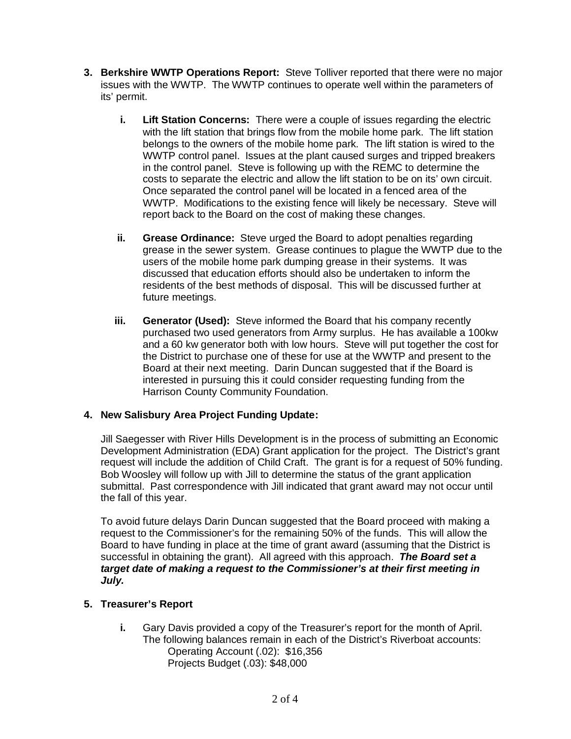3. **Berkshire WWTP Operations Report:** Steve Tolliver reported that there were no major issues with the WWTP. The WWTP continues to operate well within the parameters of its' permit.

   i. **Lift Station Concerns:** There were a couple of issues regarding the electric with the lift station that brings flow from the mobile home park. The lift station belongs to the owners of the mobile home park. The lift station is wired to the WWTP control panel. Issues at the plant caused surges and tripped breakers in the control panel. Steve is following up with the REMC to determine the costs to separate the electric and allow the lift station to be on its' own circuit. Once separated the control panel will be located in a fenced area of the WWTP. Modifications to the existing fence will likely be necessary. Steve will report back to the Board on the cost of making these changes.

   ii. **Grease Ordinance:** Steve urged the Board to adopt penalties regarding grease in the sewer system. Grease continues to plague the WWTP due to the users of the mobile home park dumping grease in their systems. It was discussed that education efforts should also be undertaken to inform the residents of the best methods of disposal. This will be discussed further at future meetings.

   iii. **Generator (Used):** Steve informed the Board that his company recently purchased two used generators from Army surplus. He has available a 100kw and a 60 kw generator both with low hours. Steve will put together the cost for the District to purchase one of these for use at the WWTP and present to the Board at their next meeting. Darin Duncan suggested that if the Board is interested in pursuing this it could consider requesting funding from the Harrison County Community Foundation.

4. **New Salisbury Area Project Funding Update:**

   Jill Saegesser with River Hills Development is in the process of submitting an Economic Development Administration (EDA) Grant application for the project. The District's grant request will include the addition of Child Craft. The grant is for a request of 50% funding. Bob Woosley will follow up with Jill to determine the status of the grant application submittal. Past correspondence with Jill indicated that grant award may not occur until the fall of this year.

   To avoid future delays Darin Duncan suggested that the Board proceed with making a request to the Commissioner's for the remaining 50% of the funds. This will allow the Board to have funding in place at the time of grant award (assuming that the District is successful in obtaining the grant). All agreed with this approach. ***The Board set a target date of making a request to the Commissioner's at their first meeting in July.***

5. **Treasurer's Report**

   i. Gary Davis provided a copy of the Treasurer's report for the month of April. The following balances remain in each of the District's Riverboat accounts:
      Operating Account (.02): $16,356
      Projects Budget (.03): $48,000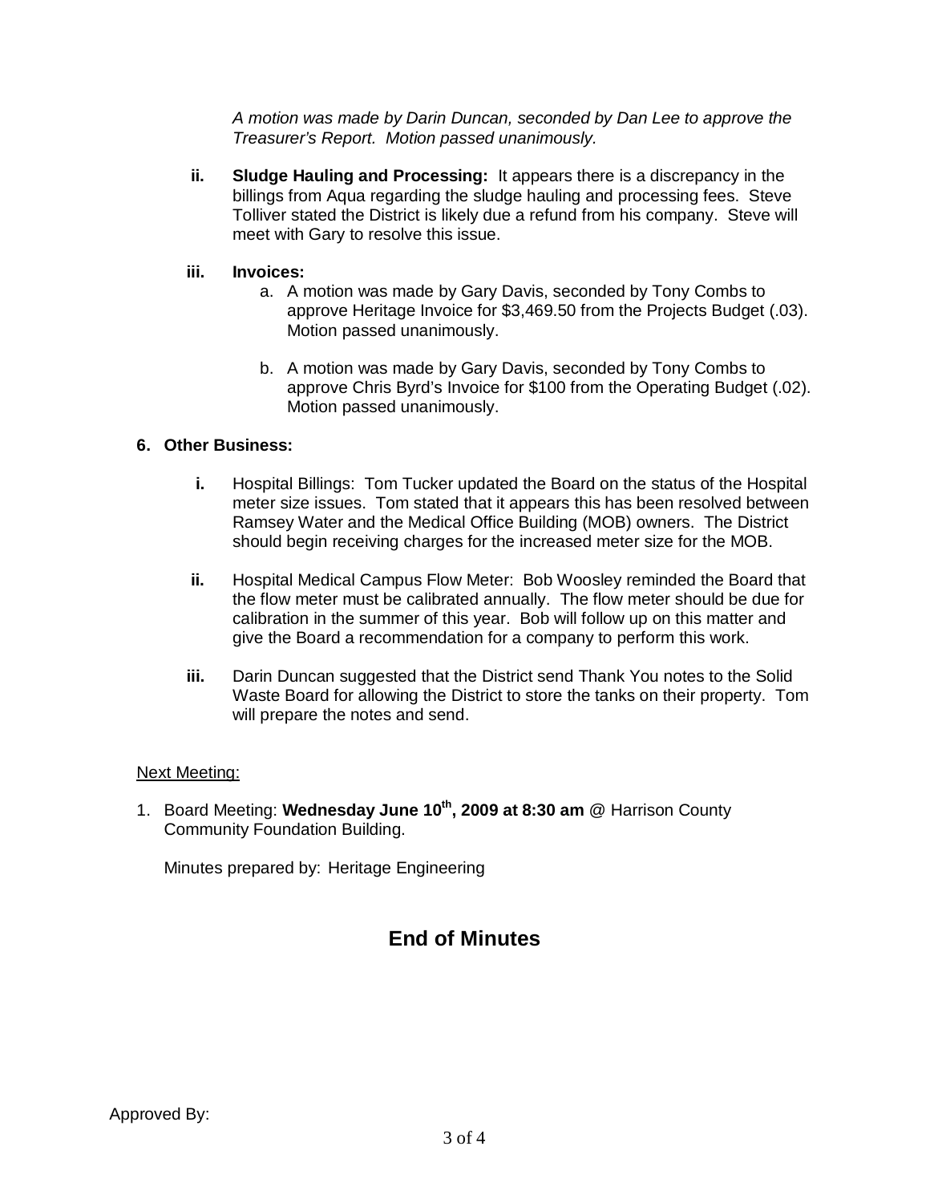*A motion was made by Darin Duncan, seconded by Dan Lee to approve the Treasurer's Report. Motion passed unanimously.*

ii. **Sludge Hauling and Processing:** It appears there is a discrepancy in the billings from Aqua regarding the sludge hauling and processing fees. Steve Tolliver stated the District is likely due a refund from his company. Steve will meet with Gary to resolve this issue.

iii. **Invoices:**

   a. A motion was made by Gary Davis, seconded by Tony Combs to approve Heritage Invoice for $3,469.50 from the Projects Budget (.03). Motion passed unanimously.

   b. A motion was made by Gary Davis, seconded by Tony Combs to approve Chris Byrd's Invoice for $100 from the Operating Budget (.02). Motion passed unanimously.

**6. Other Business:**

i. Hospital Billings: Tom Tucker updated the Board on the status of the Hospital meter size issues. Tom stated that it appears this has been resolved between Ramsey Water and the Medical Office Building (MOB) owners. The District should begin receiving charges for the increased meter size for the MOB.

ii. Hospital Medical Campus Flow Meter: Bob Woosley reminded the Board that the flow meter must be calibrated annually. The flow meter should be due for calibration in the summer of this year. Bob will follow up on this matter and give the Board a recommendation for a company to perform this work.

iii. Darin Duncan suggested that the District send Thank You notes to the Solid Waste Board for allowing the District to store the tanks on their property. Tom will prepare the notes and send.

Next Meeting:

1. Board Meeting: **Wednesday June 10th, 2009 at 8:30 am** @ Harrison County Community Foundation Building.

   Minutes prepared by: Heritage Engineering

## End of Minutes

Approved By: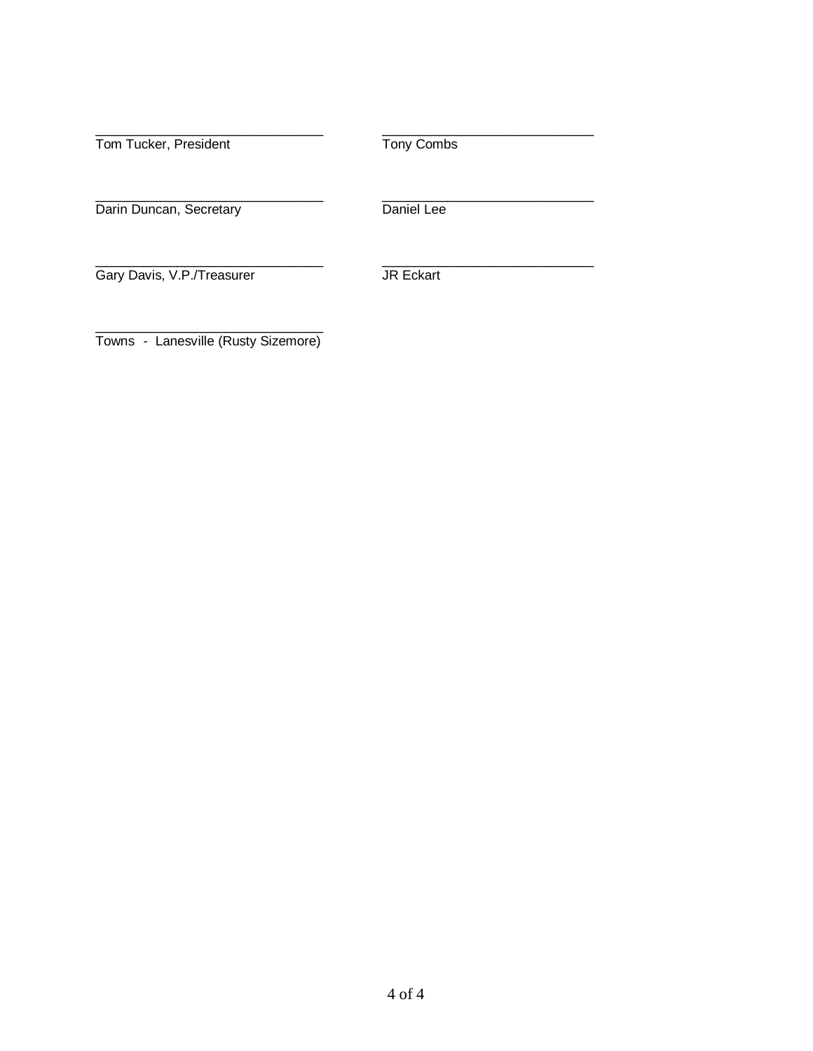| | |
|---|---|
| _______________________________ | _____________________________ |
| Tom Tucker, President | Tony Combs |
| _______________________________ | _____________________________ |
| Darin Duncan, Secretary | Daniel Lee |
| _______________________________ | _____________________________ |
| Gary Davis, V.P./Treasurer | JR Eckart |
| _______________________________ | |
| Towns - Lanesville (Rusty Sizemore) | |